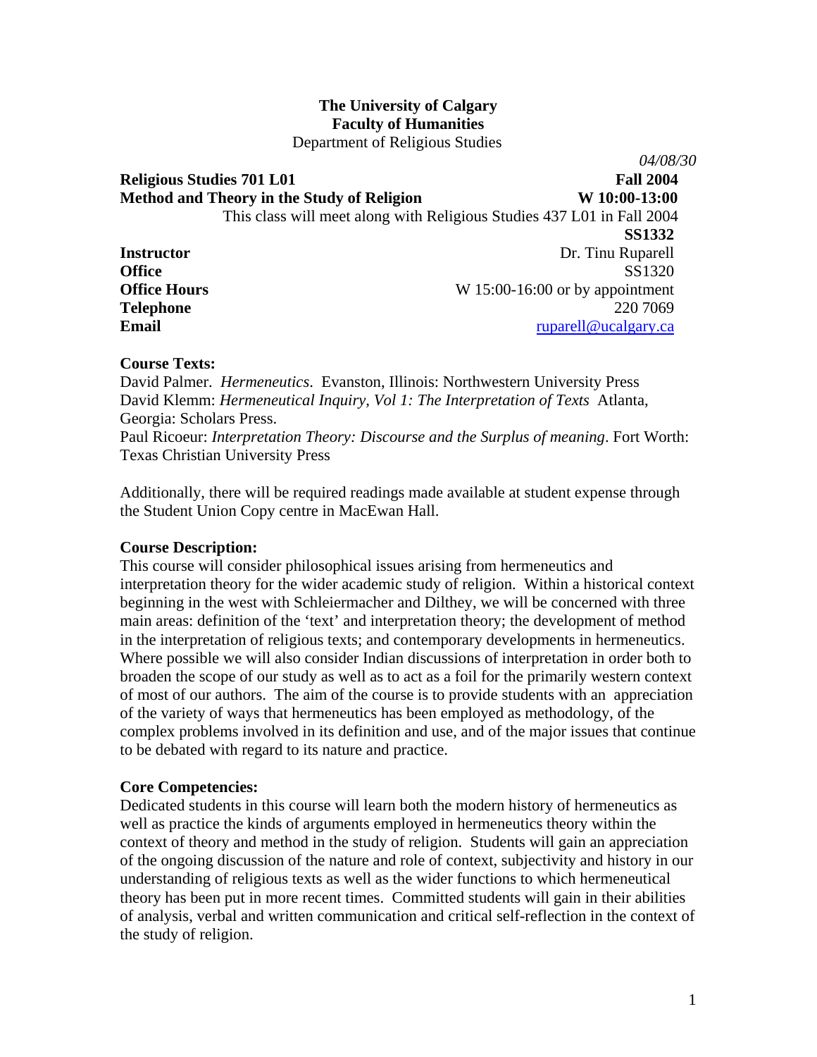**The University of Calgary**
**Faculty of Humanities**
Department of Religious Studies

*04/08/30*

**Religious Studies 701 L01** — **Fall 2004**
**Method and Theory in the Study of Religion** — **W 10:00-13:00**
This class will meet along with Religious Studies 437 L01 in Fall 2004
**SS1332**

| | |
|---|---|
| **Instructor** | Dr. Tinu Ruparell |
| **Office** | SS1320 |
| **Office Hours** | W 15:00-16:00 or by appointment |
| **Telephone** | 220 7069 |
| **Email** | ruparell@ucalgary.ca |

**Course Texts:**
David Palmer. *Hermeneutics*. Evanston, Illinois: Northwestern University Press
David Klemm: *Hermeneutical Inquiry, Vol 1: The Interpretation of Texts* Atlanta, Georgia: Scholars Press.
Paul Ricoeur: *Interpretation Theory: Discourse and the Surplus of meaning*. Fort Worth: Texas Christian University Press

Additionally, there will be required readings made available at student expense through the Student Union Copy centre in MacEwan Hall.

**Course Description:**
This course will consider philosophical issues arising from hermeneutics and interpretation theory for the wider academic study of religion. Within a historical context beginning in the west with Schleiermacher and Dilthey, we will be concerned with three main areas: definition of the 'text' and interpretation theory; the development of method in the interpretation of religious texts; and contemporary developments in hermeneutics. Where possible we will also consider Indian discussions of interpretation in order both to broaden the scope of our study as well as to act as a foil for the primarily western context of most of our authors. The aim of the course is to provide students with an appreciation of the variety of ways that hermeneutics has been employed as methodology, of the complex problems involved in its definition and use, and of the major issues that continue to be debated with regard to its nature and practice.

**Core Competencies:**
Dedicated students in this course will learn both the modern history of hermeneutics as well as practice the kinds of arguments employed in hermeneutics theory within the context of theory and method in the study of religion. Students will gain an appreciation of the ongoing discussion of the nature and role of context, subjectivity and history in our understanding of religious texts as well as the wider functions to which hermeneutical theory has been put in more recent times. Committed students will gain in their abilities of analysis, verbal and written communication and critical self-reflection in the context of the study of religion.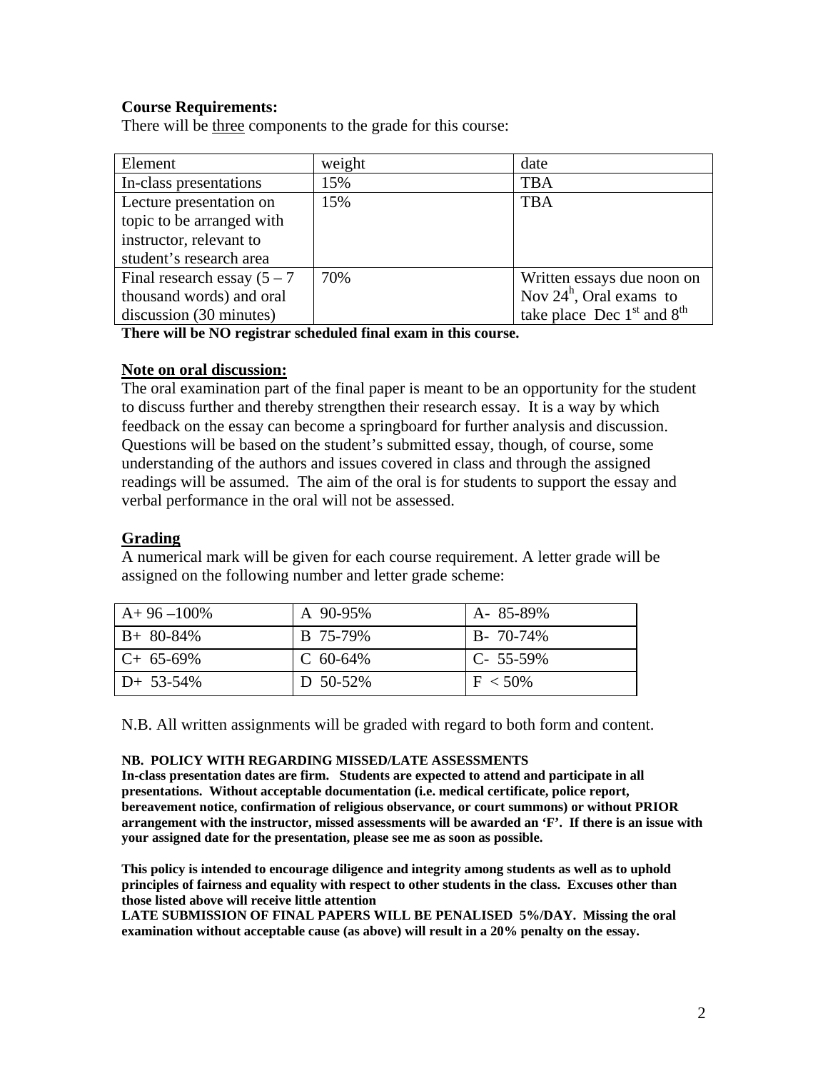**Course Requirements:**

There will be <u>three</u> components to the grade for this course:

| Element | weight | date |
|---|---|---|
| In-class presentations | 15% | TBA |
| Lecture presentation on topic to be arranged with instructor, relevant to student's research area | 15% | TBA |
| Final research essay (5 – 7 thousand words) and oral discussion (30 minutes) | 70% | Written essays due noon on Nov 24h, Oral exams to take place Dec 1st and 8th |

**There will be NO registrar scheduled final exam in this course.**

**<u>Note on oral discussion:</u>**

The oral examination part of the final paper is meant to be an opportunity for the student to discuss further and thereby strengthen their research essay. It is a way by which feedback on the essay can become a springboard for further analysis and discussion. Questions will be based on the student's submitted essay, though, of course, some understanding of the authors and issues covered in class and through the assigned readings will be assumed. The aim of the oral is for students to support the essay and verbal performance in the oral will not be assessed.

**<u>Grading</u>**

A numerical mark will be given for each course requirement. A letter grade will be assigned on the following number and letter grade scheme:

| | | |
|---|---|---|
| A+ 96 –100% | A 90-95% | A- 85-89% |
| B+ 80-84% | B 75-79% | B- 70-74% |
| C+ 65-69% | C 60-64% | C- 55-59% |
| D+ 53-54% | D 50-52% | F < 50% |

N.B. All written assignments will be graded with regard to both form and content.

**NB. POLICY WITH REGARDING MISSED/LATE ASSESSMENTS**

**In-class presentation dates are firm. Students are expected to attend and participate in all presentations. Without acceptable documentation (i.e. medical certificate, police report, bereavement notice, confirmation of religious observance, or court summons) or without PRIOR arrangement with the instructor, missed assessments will be awarded an 'F'. If there is an issue with your assigned date for the presentation, please see me as soon as possible.**

**This policy is intended to encourage diligence and integrity among students as well as to uphold principles of fairness and equality with respect to other students in the class. Excuses other than those listed above will receive little attention**

**LATE SUBMISSION OF FINAL PAPERS WILL BE PENALISED 5%/DAY. Missing the oral examination without acceptable cause (as above) will result in a 20% penalty on the essay.**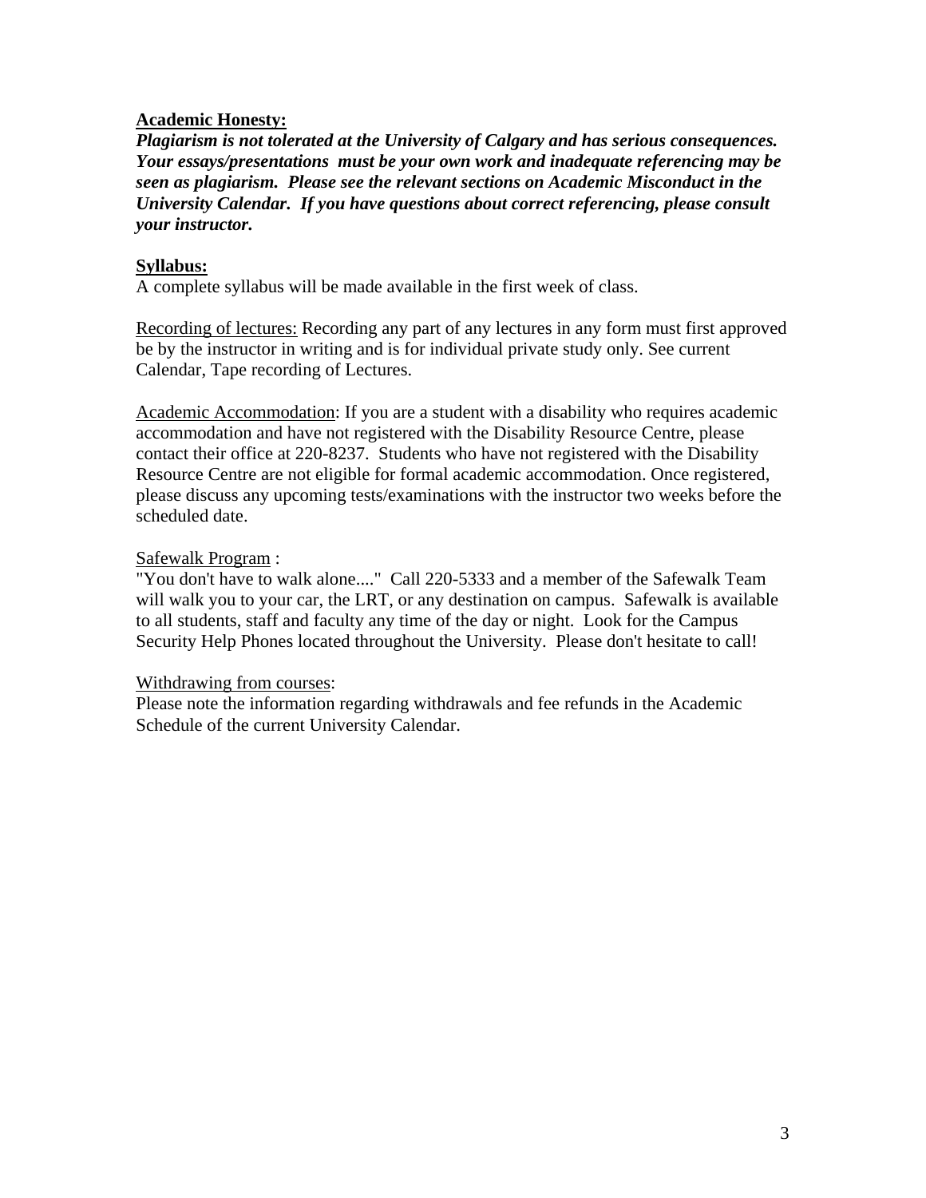**Academic Honesty:**

***Plagiarism is not tolerated at the University of Calgary and has serious consequences. Your essays/presentations must be your own work and inadequate referencing may be seen as plagiarism. Please see the relevant sections on Academic Misconduct in the University Calendar. If you have questions about correct referencing, please consult your instructor.***

**Syllabus:**

A complete syllabus will be made available in the first week of class.

Recording of lectures: Recording any part of any lectures in any form must first approved be by the instructor in writing and is for individual private study only. See current Calendar, Tape recording of Lectures.

Academic Accommodation: If you are a student with a disability who requires academic accommodation and have not registered with the Disability Resource Centre, please contact their office at 220-8237. Students who have not registered with the Disability Resource Centre are not eligible for formal academic accommodation. Once registered, please discuss any upcoming tests/examinations with the instructor two weeks before the scheduled date.

Safewalk Program :

"You don't have to walk alone...." Call 220-5333 and a member of the Safewalk Team will walk you to your car, the LRT, or any destination on campus. Safewalk is available to all students, staff and faculty any time of the day or night. Look for the Campus Security Help Phones located throughout the University. Please don't hesitate to call!

Withdrawing from courses:

Please note the information regarding withdrawals and fee refunds in the Academic Schedule of the current University Calendar.